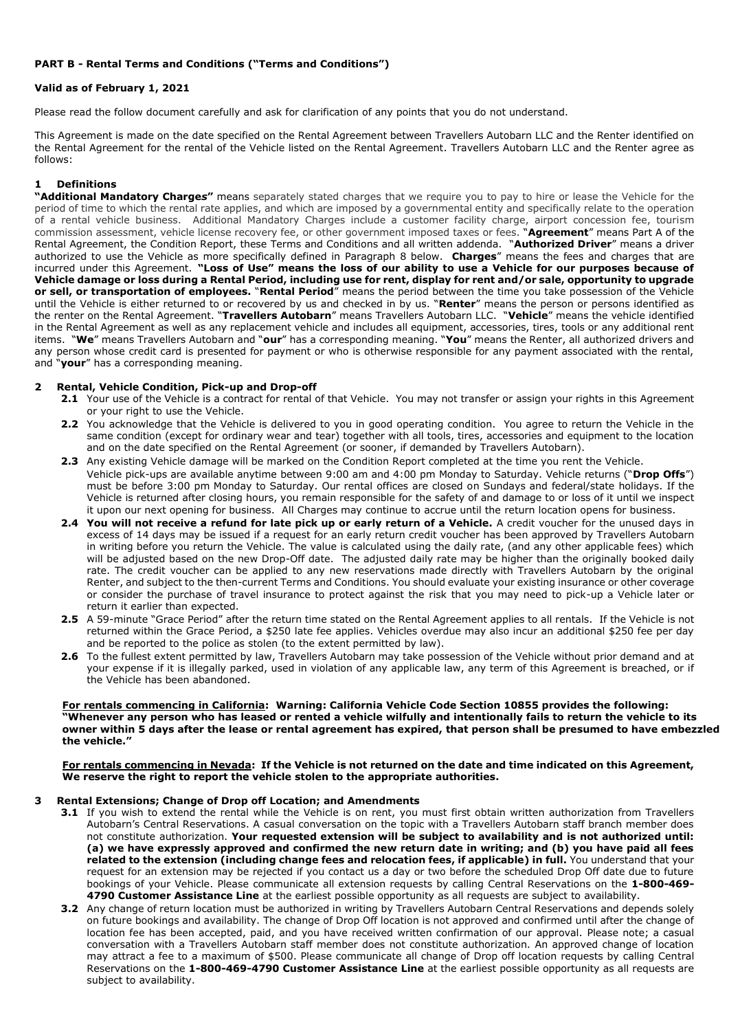**PART B - Rental Terms and Conditions ("Terms and Conditions")**

**Valid as of February 1, 2021**

Please read the follow document carefully and ask for clarification of any points that you do not understand.

This Agreement is made on the date specified on the Rental Agreement between Travellers Autobarn LLC and the Renter identified on the Rental Agreement for the rental of the Vehicle listed on the Rental Agreement. Travellers Autobarn LLC and the Renter agree as follows:

## 1 Definitions

**"Additional Mandatory Charges"** means separately stated charges that we require you to pay to hire or lease the Vehicle for the period of time to which the rental rate applies, and which are imposed by a governmental entity and specifically relate to the operation of a rental vehicle business. Additional Mandatory Charges include a customer facility charge, airport concession fee, tourism commission assessment, vehicle license recovery fee, or other government imposed taxes or fees. "**Agreement**" means Part A of the Rental Agreement, the Condition Report, these Terms and Conditions and all written addenda. "**Authorized Driver**" means a driver authorized to use the Vehicle as more specifically defined in Paragraph 8 below. **Charges**" means the fees and charges that are incurred under this Agreement. **"Loss of Use" means the loss of our ability to use a Vehicle for our purposes because of Vehicle damage or loss during a Rental Period, including use for rent, display for rent and/or sale, opportunity to upgrade or sell, or transportation of employees.** "**Rental Period**" means the period between the time you take possession of the Vehicle until the Vehicle is either returned to or recovered by us and checked in by us. "**Renter**" means the person or persons identified as the renter on the Rental Agreement. "**Travellers Autobarn**" means Travellers Autobarn LLC. "**Vehicle**" means the vehicle identified in the Rental Agreement as well as any replacement vehicle and includes all equipment, accessories, tires, tools or any additional rent items. "**We**" means Travellers Autobarn and "**our**" has a corresponding meaning. "**You**" means the Renter, all authorized drivers and any person whose credit card is presented for payment or who is otherwise responsible for any payment associated with the rental, and "**your**" has a corresponding meaning.

## 2 Rental, Vehicle Condition, Pick-up and Drop-off

- **2.1** Your use of the Vehicle is a contract for rental of that Vehicle. You may not transfer or assign your rights in this Agreement or your right to use the Vehicle.
- **2.2** You acknowledge that the Vehicle is delivered to you in good operating condition. You agree to return the Vehicle in the same condition (except for ordinary wear and tear) together with all tools, tires, accessories and equipment to the location and on the date specified on the Rental Agreement (or sooner, if demanded by Travellers Autobarn).
- **2.3** Any existing Vehicle damage will be marked on the Condition Report completed at the time you rent the Vehicle. Vehicle pick-ups are available anytime between 9:00 am and 4:00 pm Monday to Saturday. Vehicle returns ("**Drop Offs**") must be before 3:00 pm Monday to Saturday. Our rental offices are closed on Sundays and federal/state holidays. If the Vehicle is returned after closing hours, you remain responsible for the safety of and damage to or loss of it until we inspect it upon our next opening for business. All Charges may continue to accrue until the return location opens for business.
- **2.4** **You will not receive a refund for late pick up or early return of a Vehicle.** A credit voucher for the unused days in excess of 14 days may be issued if a request for an early return credit voucher has been approved by Travellers Autobarn in writing before you return the Vehicle. The value is calculated using the daily rate, (and any other applicable fees) which will be adjusted based on the new Drop-Off date. The adjusted daily rate may be higher than the originally booked daily rate. The credit voucher can be applied to any new reservations made directly with Travellers Autobarn by the original Renter, and subject to the then-current Terms and Conditions. You should evaluate your existing insurance or other coverage or consider the purchase of travel insurance to protect against the risk that you may need to pick-up a Vehicle later or return it earlier than expected.
- **2.5** A 59-minute "Grace Period" after the return time stated on the Rental Agreement applies to all rentals. If the Vehicle is not returned within the Grace Period, a $250 late fee applies. Vehicles overdue may also incur an additional $250 fee per day and be reported to the police as stolen (to the extent permitted by law).
- **2.6** To the fullest extent permitted by law, Travellers Autobarn may take possession of the Vehicle without prior demand and at your expense if it is illegally parked, used in violation of any applicable law, any term of this Agreement is breached, or if the Vehicle has been abandoned.

**<u>For rentals commencing in California</u>: Warning: California Vehicle Code Section 10855 provides the following: "Whenever any person who has leased or rented a vehicle wilfully and intentionally fails to return the vehicle to its owner within 5 days after the lease or rental agreement has expired, that person shall be presumed to have embezzled the vehicle."**

**<u>For rentals commencing in Nevada</u>: If the Vehicle is not returned on the date and time indicated on this Agreement, We reserve the right to report the vehicle stolen to the appropriate authorities.**

## 3 Rental Extensions; Change of Drop off Location; and Amendments

- **3.1** If you wish to extend the rental while the Vehicle is on rent, you must first obtain written authorization from Travellers Autobarn's Central Reservations. A casual conversation on the topic with a Travellers Autobarn staff branch member does not constitute authorization. **Your requested extension will be subject to availability and is not authorized until: (a) we have expressly approved and confirmed the new return date in writing; and (b) you have paid all fees related to the extension (including change fees and relocation fees, if applicable) in full.** You understand that your request for an extension may be rejected if you contact us a day or two before the scheduled Drop Off date due to future bookings of your Vehicle. Please communicate all extension requests by calling Central Reservations on the **1-800-469-4790 Customer Assistance Line** at the earliest possible opportunity as all requests are subject to availability.
- **3.2** Any change of return location must be authorized in writing by Travellers Autobarn Central Reservations and depends solely on future bookings and availability. The change of Drop Off location is not approved and confirmed until after the change of location fee has been accepted, paid, and you have received written confirmation of our approval. Please note; a casual conversation with a Travellers Autobarn staff member does not constitute authorization. An approved change of location may attract a fee to a maximum of $500. Please communicate all change of Drop off location requests by calling Central Reservations on the **1-800-469-4790 Customer Assistance Line** at the earliest possible opportunity as all requests are subject to availability.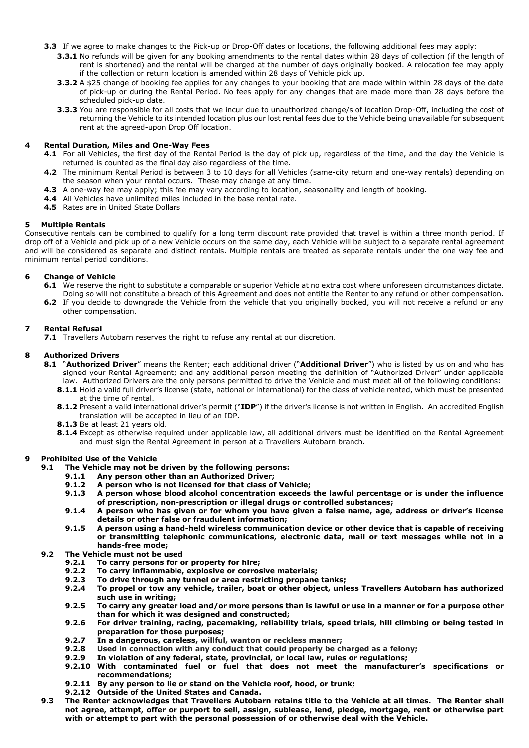**3.3** If we agree to make changes to the Pick-up or Drop-Off dates or locations, the following additional fees may apply:

**3.3.1** No refunds will be given for any booking amendments to the rental dates within 28 days of collection (if the length of rent is shortened) and the rental will be charged at the number of days originally booked. A relocation fee may apply if the collection or return location is amended within 28 days of Vehicle pick up.

**3.3.2** A $25 change of booking fee applies for any changes to your booking that are made within within 28 days of the date of pick-up or during the Rental Period. No fees apply for any changes that are made more than 28 days before the scheduled pick-up date.

**3.3.3** You are responsible for all costs that we incur due to unauthorized change/s of location Drop-Off, including the cost of returning the Vehicle to its intended location plus our lost rental fees due to the Vehicle being unavailable for subsequent rent at the agreed-upon Drop Off location.

## 4 Rental Duration, Miles and One-Way Fees

**4.1** For all Vehicles, the first day of the Rental Period is the day of pick up, regardless of the time, and the day the Vehicle is returned is counted as the final day also regardless of the time.

**4.2** The minimum Rental Period is between 3 to 10 days for all Vehicles (same-city return and one-way rentals) depending on the season when your rental occurs. These may change at any time.

**4.3** A one-way fee may apply; this fee may vary according to location, seasonality and length of booking.

**4.4** All Vehicles have unlimited miles included in the base rental rate.

**4.5** Rates are in United State Dollars

## 5 Multiple Rentals

Consecutive rentals can be combined to qualify for a long term discount rate provided that travel is within a three month period. If drop off of a Vehicle and pick up of a new Vehicle occurs on the same day, each Vehicle will be subject to a separate rental agreement and will be considered as separate and distinct rentals. Multiple rentals are treated as separate rentals under the one way fee and minimum rental period conditions.

## 6 Change of Vehicle

**6.1** We reserve the right to substitute a comparable or superior Vehicle at no extra cost where unforeseen circumstances dictate. Doing so will not constitute a breach of this Agreement and does not entitle the Renter to any refund or other compensation.

**6.2** If you decide to downgrade the Vehicle from the vehicle that you originally booked, you will not receive a refund or any other compensation.

## 7 Rental Refusal

**7.1** Travellers Autobarn reserves the right to refuse any rental at our discretion.

## 8 Authorized Drivers

**8.1** "**Authorized Driver**" means the Renter; each additional driver ("**Additional Driver**") who is listed by us on and who has signed your Rental Agreement; and any additional person meeting the definition of "Authorized Driver" under applicable law. Authorized Drivers are the only persons permitted to drive the Vehicle and must meet all of the following conditions:

**8.1.1** Hold a valid full driver's license (state, national or international) for the class of vehicle rented, which must be presented at the time of rental.

**8.1.2** Present a valid international driver's permit ("**IDP**") if the driver's license is not written in English. An accredited English translation will be accepted in lieu of an IDP.

**8.1.3** Be at least 21 years old.

**8.1.4** Except as otherwise required under applicable law, all additional drivers must be identified on the Rental Agreement and must sign the Rental Agreement in person at a Travellers Autobarn branch.

## 9 Prohibited Use of the Vehicle

**9.1 The Vehicle may not be driven by the following persons:**

**9.1.1 Any person other than an Authorized Driver;**

**9.1.2 A person who is not licensed for that class of Vehicle;**

**9.1.3 A person whose blood alcohol concentration exceeds the lawful percentage or is under the influence of prescription, non-prescription or illegal drugs or controlled substances;**

**9.1.4 A person who has given or for whom you have given a false name, age, address or driver's license details or other false or fraudulent information;**

**9.1.5 A person using a hand-held wireless communication device or other device that is capable of receiving or transmitting telephonic communications, electronic data, mail or text messages while not in a hands-free mode;**

**9.2 The Vehicle must not be used**

**9.2.1 To carry persons for or property for hire;**

**9.2.2 To carry inflammable, explosive or corrosive materials;**

**9.2.3 To drive through any tunnel or area restricting propane tanks;**

**9.2.4 To propel or tow any vehicle, trailer, boat or other object, unless Travellers Autobarn has authorized such use in writing;**

**9.2.5 To carry any greater load and/or more persons than is lawful or use in a manner or for a purpose other than for which it was designed and constructed;**

**9.2.6 For driver training, racing, pacemaking, reliability trials, speed trials, hill climbing or being tested in preparation for those purposes;**

**9.2.7 In a dangerous, careless, willful, wanton or reckless manner;**

**9.2.8 Used in connection with any conduct that could properly be charged as a felony;**

**9.2.9 In violation of any federal, state, provincial, or local law, rules or regulations;**

**9.2.10 With contaminated fuel or fuel that does not meet the manufacturer's specifications or recommendations;**

**9.2.11 By any person to lie or stand on the Vehicle roof, hood, or trunk;**

**9.2.12 Outside of the United States and Canada.**

**9.3 The Renter acknowledges that Travellers Autobarn retains title to the Vehicle at all times. The Renter shall not agree, attempt, offer or purport to sell, assign, sublease, lend, pledge, mortgage, rent or otherwise part with or attempt to part with the personal possession of or otherwise deal with the Vehicle.**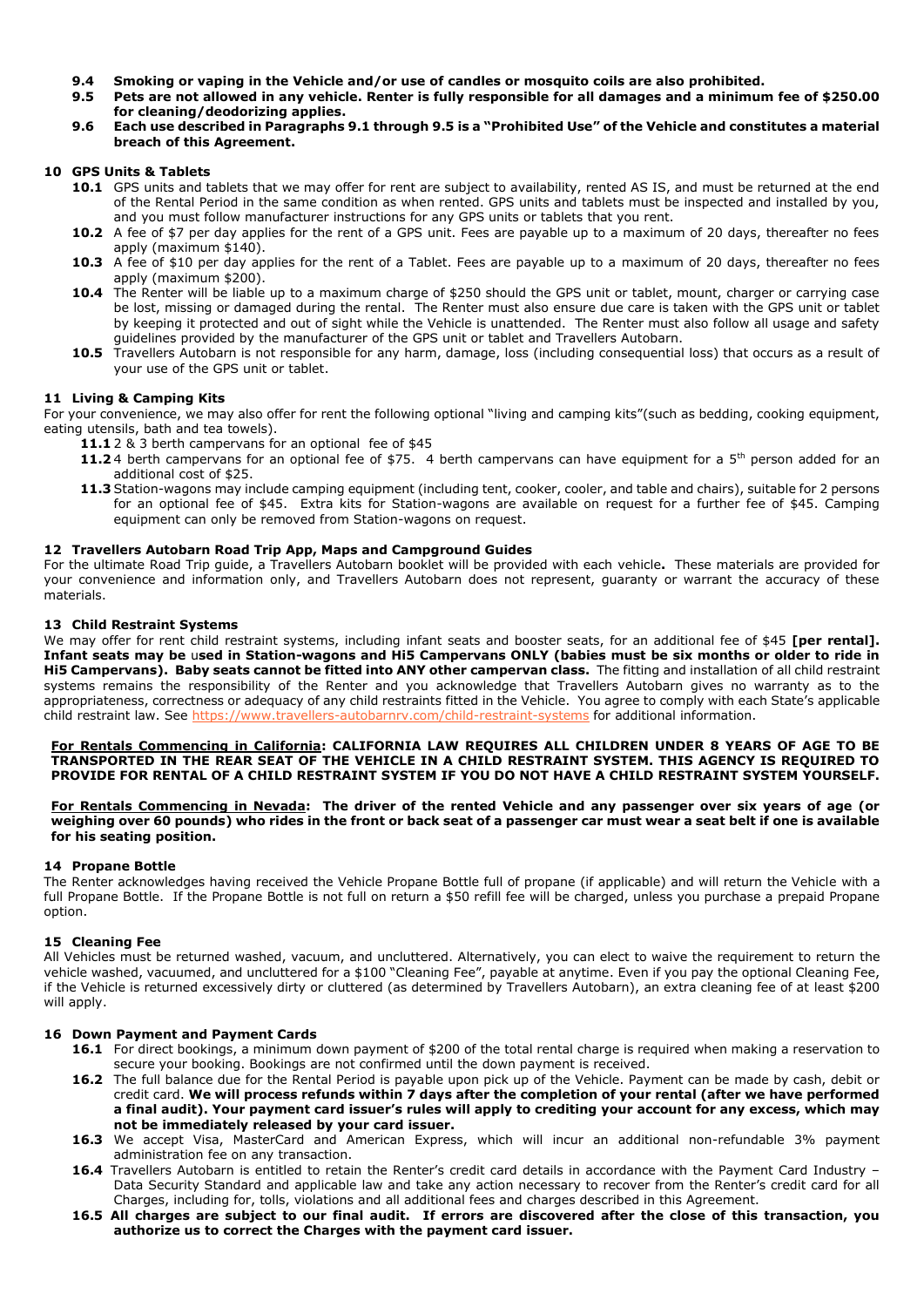- **9.4 Smoking or vaping in the Vehicle and/or use of candles or mosquito coils are also prohibited.**
- **9.5 Pets are not allowed in any vehicle. Renter is fully responsible for all damages and a minimum fee of $250.00 for cleaning/deodorizing applies.**
- **9.6 Each use described in Paragraphs 9.1 through 9.5 is a "Prohibited Use" of the Vehicle and constitutes a material breach of this Agreement.**

## 10 GPS Units & Tablets

- **10.1** GPS units and tablets that we may offer for rent are subject to availability, rented AS IS, and must be returned at the end of the Rental Period in the same condition as when rented. GPS units and tablets must be inspected and installed by you, and you must follow manufacturer instructions for any GPS units or tablets that you rent.
- **10.2** A fee of $7 per day applies for the rent of a GPS unit. Fees are payable up to a maximum of 20 days, thereafter no fees apply (maximum $140).
- **10.3** A fee of $10 per day applies for the rent of a Tablet. Fees are payable up to a maximum of 20 days, thereafter no fees apply (maximum $200).
- **10.4** The Renter will be liable up to a maximum charge of $250 should the GPS unit or tablet, mount, charger or carrying case be lost, missing or damaged during the rental. The Renter must also ensure due care is taken with the GPS unit or tablet by keeping it protected and out of sight while the Vehicle is unattended. The Renter must also follow all usage and safety guidelines provided by the manufacturer of the GPS unit or tablet and Travellers Autobarn.
- **10.5** Travellers Autobarn is not responsible for any harm, damage, loss (including consequential loss) that occurs as a result of your use of the GPS unit or tablet.

## 11 Living & Camping Kits

For your convenience, we may also offer for rent the following optional "living and camping kits"(such as bedding, cooking equipment, eating utensils, bath and tea towels).

- **11.1** 2 & 3 berth campervans for an optional fee of $45
- **11.2** 4 berth campervans for an optional fee of $75. 4 berth campervans can have equipment for a 5th person added for an additional cost of $25.
- **11.3** Station-wagons may include camping equipment (including tent, cooker, cooler, and table and chairs), suitable for 2 persons for an optional fee of $45. Extra kits for Station-wagons are available on request for a further fee of $45. Camping equipment can only be removed from Station-wagons on request.

## 12 Travellers Autobarn Road Trip App, Maps and Campground Guides

For the ultimate Road Trip guide, a Travellers Autobarn booklet will be provided with each vehicle**.** These materials are provided for your convenience and information only, and Travellers Autobarn does not represent, guaranty or warrant the accuracy of these materials.

## 13 Child Restraint Systems

We may offer for rent child restraint systems, including infant seats and booster seats, for an additional fee of $45 **[per rental]. Infant seats may be** u**sed in Station-wagons and Hi5 Campervans ONLY (babies must be six months or older to ride in Hi5 Campervans). Baby seats cannot be fitted into ANY other campervan class.** The fitting and installation of all child restraint systems remains the responsibility of the Renter and you acknowledge that Travellers Autobarn gives no warranty as to the appropriateness, correctness or adequacy of any child restraints fitted in the Vehicle. You agree to comply with each State's applicable child restraint law. See https://www.travellers-autobarnrv.com/child-restraint-systems for additional information.

**<u>For Rentals Commencing in California</u>: CALIFORNIA LAW REQUIRES ALL CHILDREN UNDER 8 YEARS OF AGE TO BE TRANSPORTED IN THE REAR SEAT OF THE VEHICLE IN A CHILD RESTRAINT SYSTEM. THIS AGENCY IS REQUIRED TO PROVIDE FOR RENTAL OF A CHILD RESTRAINT SYSTEM IF YOU DO NOT HAVE A CHILD RESTRAINT SYSTEM YOURSELF.**

**<u>For Rentals Commencing in Nevada</u>: The driver of the rented Vehicle and any passenger over six years of age (or weighing over 60 pounds) who rides in the front or back seat of a passenger car must wear a seat belt if one is available for his seating position.**

## 14 Propane Bottle

The Renter acknowledges having received the Vehicle Propane Bottle full of propane (if applicable) and will return the Vehicle with a full Propane Bottle. If the Propane Bottle is not full on return a $50 refill fee will be charged, unless you purchase a prepaid Propane option.

## 15 Cleaning Fee

All Vehicles must be returned washed, vacuum, and uncluttered. Alternatively, you can elect to waive the requirement to return the vehicle washed, vacuumed, and uncluttered for a $100 "Cleaning Fee", payable at anytime. Even if you pay the optional Cleaning Fee, if the Vehicle is returned excessively dirty or cluttered (as determined by Travellers Autobarn), an extra cleaning fee of at least $200 will apply.

## 16 Down Payment and Payment Cards

- **16.1** For direct bookings, a minimum down payment of $200 of the total rental charge is required when making a reservation to secure your booking. Bookings are not confirmed until the down payment is received.
- **16.2** The full balance due for the Rental Period is payable upon pick up of the Vehicle. Payment can be made by cash, debit or credit card. **We will process refunds within 7 days after the completion of your rental (after we have performed a final audit). Your payment card issuer's rules will apply to crediting your account for any excess, which may not be immediately released by your card issuer.**
- **16.3** We accept Visa, MasterCard and American Express, which will incur an additional non-refundable 3% payment administration fee on any transaction.
- **16.4** Travellers Autobarn is entitled to retain the Renter's credit card details in accordance with the Payment Card Industry – Data Security Standard and applicable law and take any action necessary to recover from the Renter's credit card for all Charges, including for, tolls, violations and all additional fees and charges described in this Agreement.
- **16.5 All charges are subject to our final audit. If errors are discovered after the close of this transaction, you authorize us to correct the Charges with the payment card issuer.**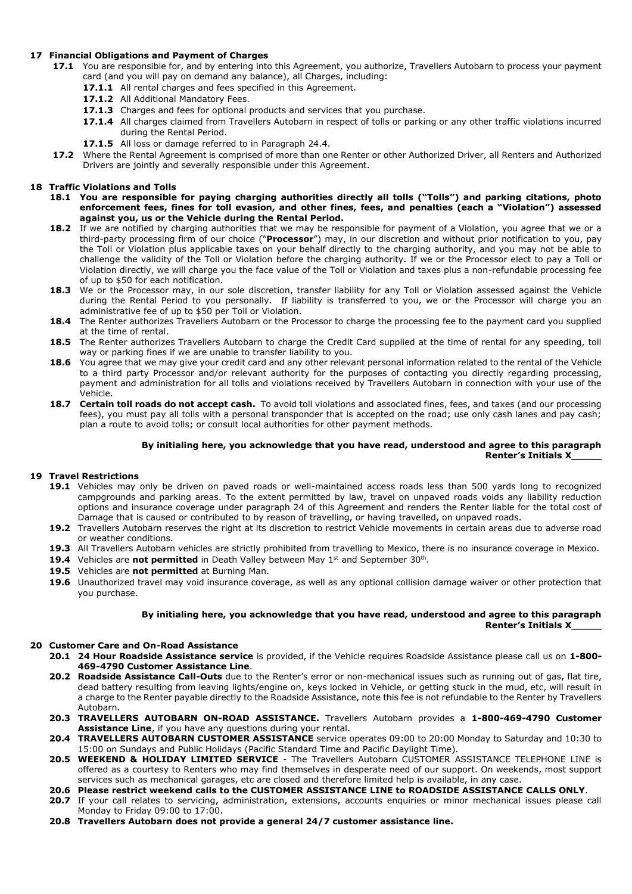## 17 Financial Obligations and Payment of Charges

**17.1** You are responsible for, and by entering into this Agreement, you authorize, Travellers Autobarn to process your payment card (and you will pay on demand any balance), all Charges, including:

**17.1.1** All rental charges and fees specified in this Agreement.

**17.1.2** All Additional Mandatory Fees.

**17.1.3** Charges and fees for optional products and services that you purchase.

**17.1.4** All charges claimed from Travellers Autobarn in respect of tolls or parking or any other traffic violations incurred during the Rental Period.

**17.1.5** All loss or damage referred to in Paragraph 24.4.

**17.2** Where the Rental Agreement is comprised of more than one Renter or other Authorized Driver, all Renters and Authorized Drivers are jointly and severally responsible under this Agreement.

## 18 Traffic Violations and Tolls

**18.1 You are responsible for paying charging authorities directly all tolls ("Tolls") and parking citations, photo enforcement fees, fines for toll evasion, and other fines, fees, and penalties (each a "Violation") assessed against you, us or the Vehicle during the Rental Period.**

**18.2** If we are notified by charging authorities that we may be responsible for payment of a Violation, you agree that we or a third-party processing firm of our choice ("**Processor**") may, in our discretion and without prior notification to you, pay the Toll or Violation plus applicable taxes on your behalf directly to the charging authority, and you may not be able to challenge the validity of the Toll or Violation before the charging authority. If we or the Processor elect to pay a Toll or Violation directly, we will charge you the face value of the Toll or Violation and taxes plus a non-refundable processing fee of up to $50 for each notification.

**18.3** We or the Processor may, in our sole discretion, transfer liability for any Toll or Violation assessed against the Vehicle during the Rental Period to you personally. If liability is transferred to you, we or the Processor will charge you an administrative fee of up to $50 per Toll or Violation.

**18.4** The Renter authorizes Travellers Autobarn or the Processor to charge the processing fee to the payment card you supplied at the time of rental.

**18.5** The Renter authorizes Travellers Autobarn to charge the Credit Card supplied at the time of rental for any speeding, toll way or parking fines if we are unable to transfer liability to you.

**18.6** You agree that we may give your credit card and any other relevant personal information related to the rental of the Vehicle to a third party Processor and/or relevant authority for the purposes of contacting you directly regarding processing, payment and administration for all tolls and violations received by Travellers Autobarn in connection with your use of the Vehicle.

**18.7 Certain toll roads do not accept cash.** To avoid toll violations and associated fines, fees, and taxes (and our processing fees), you must pay all tolls with a personal transponder that is accepted on the road; use only cash lanes and pay cash; plan a route to avoid tolls; or consult local authorities for other payment methods.

**By initialing here, you acknowledge that you have read, understood and agree to this paragraph**
**Renter's Initials X_____**

## 19 Travel Restrictions

**19.1** Vehicles may only be driven on paved roads or well-maintained access roads less than 500 yards long to recognized campgrounds and parking areas. To the extent permitted by law, travel on unpaved roads voids any liability reduction options and insurance coverage under paragraph 24 of this Agreement and renders the Renter liable for the total cost of Damage that is caused or contributed to by reason of travelling, or having travelled, on unpaved roads.

**19.2** Travellers Autobarn reserves the right at its discretion to restrict Vehicle movements in certain areas due to adverse road or weather conditions.

**19.3** All Travellers Autobarn vehicles are strictly prohibited from travelling to Mexico, there is no insurance coverage in Mexico.

**19.4** Vehicles are **not permitted** in Death Valley between May 1st and September 30th.

**19.5** Vehicles are **not permitted** at Burning Man.

**19.6** Unauthorized travel may void insurance coverage, as well as any optional collision damage waiver or other protection that you purchase.

**By initialing here, you acknowledge that you have read, understood and agree to this paragraph**
**Renter's Initials X_____**

## 20 Customer Care and On-Road Assistance

**20.1 24 Hour Roadside Assistance service** is provided, if the Vehicle requires Roadside Assistance please call us on **1-800-469-4790 Customer Assistance Line**.

**20.2 Roadside Assistance Call-Outs** due to the Renter's error or non-mechanical issues such as running out of gas, flat tire, dead battery resulting from leaving lights/engine on, keys locked in Vehicle, or getting stuck in the mud, etc, will result in a charge to the Renter payable directly to the Roadside Assistance, note this fee is not refundable to the Renter by Travellers Autobarn.

**20.3 TRAVELLERS AUTOBARN ON-ROAD ASSISTANCE.** Travellers Autobarn provides a **1-800-469-4790 Customer Assistance Line**, if you have any questions during your rental.

**20.4 TRAVELLERS AUTOBARN CUSTOMER ASSISTANCE** service operates 09:00 to 20:00 Monday to Saturday and 10:30 to 15:00 on Sundays and Public Holidays (Pacific Standard Time and Pacific Daylight Time).

**20.5 WEEKEND & HOLIDAY LIMITED SERVICE** - The Travellers Autobarn CUSTOMER ASSISTANCE TELEPHONE LINE is offered as a courtesy to Renters who may find themselves in desperate need of our support. On weekends, most support services such as mechanical garages, etc are closed and therefore limited help is available, in any case.

**20.6 Please restrict weekend calls to the CUSTOMER ASSISTANCE LINE to ROADSIDE ASSISTANCE CALLS ONLY**.

**20.7** If your call relates to servicing, administration, extensions, accounts enquiries or minor mechanical issues please call Monday to Friday 09:00 to 17:00.

**20.8 Travellers Autobarn does not provide a general 24/7 customer assistance line.**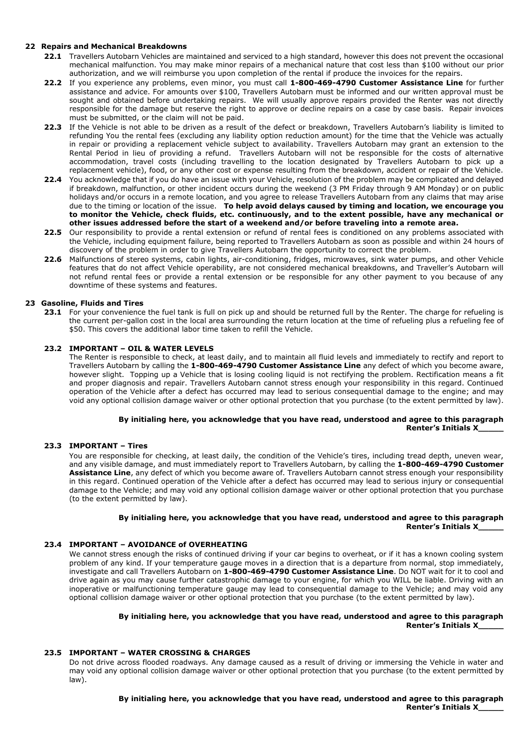## 22 Repairs and Mechanical Breakdowns

**22.1** Travellers Autobarn Vehicles are maintained and serviced to a high standard, however this does not prevent the occasional mechanical malfunction. You may make minor repairs of a mechanical nature that cost less than $100 without our prior authorization, and we will reimburse you upon completion of the rental if produce the invoices for the repairs.

**22.2** If you experience any problems, even minor, you must call **1-800-469-4790 Customer Assistance Line** for further assistance and advice. For amounts over $100, Travellers Autobarn must be informed and our written approval must be sought and obtained before undertaking repairs. We will usually approve repairs provided the Renter was not directly responsible for the damage but reserve the right to approve or decline repairs on a case by case basis. Repair invoices must be submitted, or the claim will not be paid.

**22.3** If the Vehicle is not able to be driven as a result of the defect or breakdown, Travellers Autobarn's liability is limited to refunding You the rental fees (excluding any liability option reduction amount) for the time that the Vehicle was actually in repair or providing a replacement vehicle subject to availability. Travellers Autobarn may grant an extension to the Rental Period in lieu of providing a refund. Travellers Autobarn will not be responsible for the costs of alternative accommodation, travel costs (including travelling to the location designated by Travellers Autobarn to pick up a replacement vehicle), food, or any other cost or expense resulting from the breakdown, accident or repair of the Vehicle.

**22.4** You acknowledge that if you do have an issue with your Vehicle, resolution of the problem may be complicated and delayed if breakdown, malfunction, or other incident occurs during the weekend (3 PM Friday through 9 AM Monday) or on public holidays and/or occurs in a remote location, and you agree to release Travellers Autobarn from any claims that may arise due to the timing or location of the issue. **To help avoid delays caused by timing and location, we encourage you to monitor the Vehicle, check fluids, etc. continuously, and to the extent possible, have any mechanical or other issues addressed before the start of a weekend and/or before traveling into a remote area.**

**22.5** Our responsibility to provide a rental extension or refund of rental fees is conditioned on any problems associated with the Vehicle, including equipment failure, being reported to Travellers Autobarn as soon as possible and within 24 hours of discovery of the problem in order to give Travellers Autobarn the opportunity to correct the problem.

**22.6** Malfunctions of stereo systems, cabin lights, air-conditioning, fridges, microwaves, sink water pumps, and other Vehicle features that do not affect Vehicle operability, are not considered mechanical breakdowns, and Traveller's Autobarn will not refund rental fees or provide a rental extension or be responsible for any other payment to you because of any downtime of these systems and features.

## 23 Gasoline, Fluids and Tires

**23.1** For your convenience the fuel tank is full on pick up and should be returned full by the Renter. The charge for refueling is the current per-gallon cost in the local area surrounding the return location at the time of refueling plus a refueling fee of $50. This covers the additional labor time taken to refill the Vehicle.

### 23.2 IMPORTANT – OIL & WATER LEVELS

The Renter is responsible to check, at least daily, and to maintain all fluid levels and immediately to rectify and report to Travellers Autobarn by calling the **1-800-469-4790 Customer Assistance Line** any defect of which you become aware, however slight. Topping up a Vehicle that is losing cooling liquid is not rectifying the problem. Rectification means a fit and proper diagnosis and repair. Travellers Autobarn cannot stress enough your responsibility in this regard. Continued operation of the Vehicle after a defect has occurred may lead to serious consequential damage to the engine; and may void any optional collision damage waiver or other optional protection that you purchase (to the extent permitted by law).

**By initialing here, you acknowledge that you have read, understood and agree to this paragraph**
**Renter's Initials X_____**

### 23.3 IMPORTANT – Tires

You are responsible for checking, at least daily, the condition of the Vehicle's tires, including tread depth, uneven wear, and any visible damage, and must immediately report to Travellers Autobarn, by calling the **1-800-469-4790 Customer Assistance Line**, any defect of which you become aware of. Travellers Autobarn cannot stress enough your responsibility in this regard. Continued operation of the Vehicle after a defect has occurred may lead to serious injury or consequential damage to the Vehicle; and may void any optional collision damage waiver or other optional protection that you purchase (to the extent permitted by law).

**By initialing here, you acknowledge that you have read, understood and agree to this paragraph**
**Renter's Initials X_____**

### 23.4 IMPORTANT – AVOIDANCE of OVERHEATING

We cannot stress enough the risks of continued driving if your car begins to overheat, or if it has a known cooling system problem of any kind. If your temperature gauge moves in a direction that is a departure from normal, stop immediately, investigate and call Travellers Autobarn on **1-800-469-4790 Customer Assistance Line**. Do NOT wait for it to cool and drive again as you may cause further catastrophic damage to your engine, for which you WILL be liable. Driving with an inoperative or malfunctioning temperature gauge may lead to consequential damage to the Vehicle; and may void any optional collision damage waiver or other optional protection that you purchase (to the extent permitted by law).

**By initialing here, you acknowledge that you have read, understood and agree to this paragraph**
**Renter's Initials X_____**

### 23.5 IMPORTANT – WATER CROSSING & CHARGES

Do not drive across flooded roadways. Any damage caused as a result of driving or immersing the Vehicle in water and may void any optional collision damage waiver or other optional protection that you purchase (to the extent permitted by law).

**By initialing here, you acknowledge that you have read, understood and agree to this paragraph**
**Renter's Initials X_____**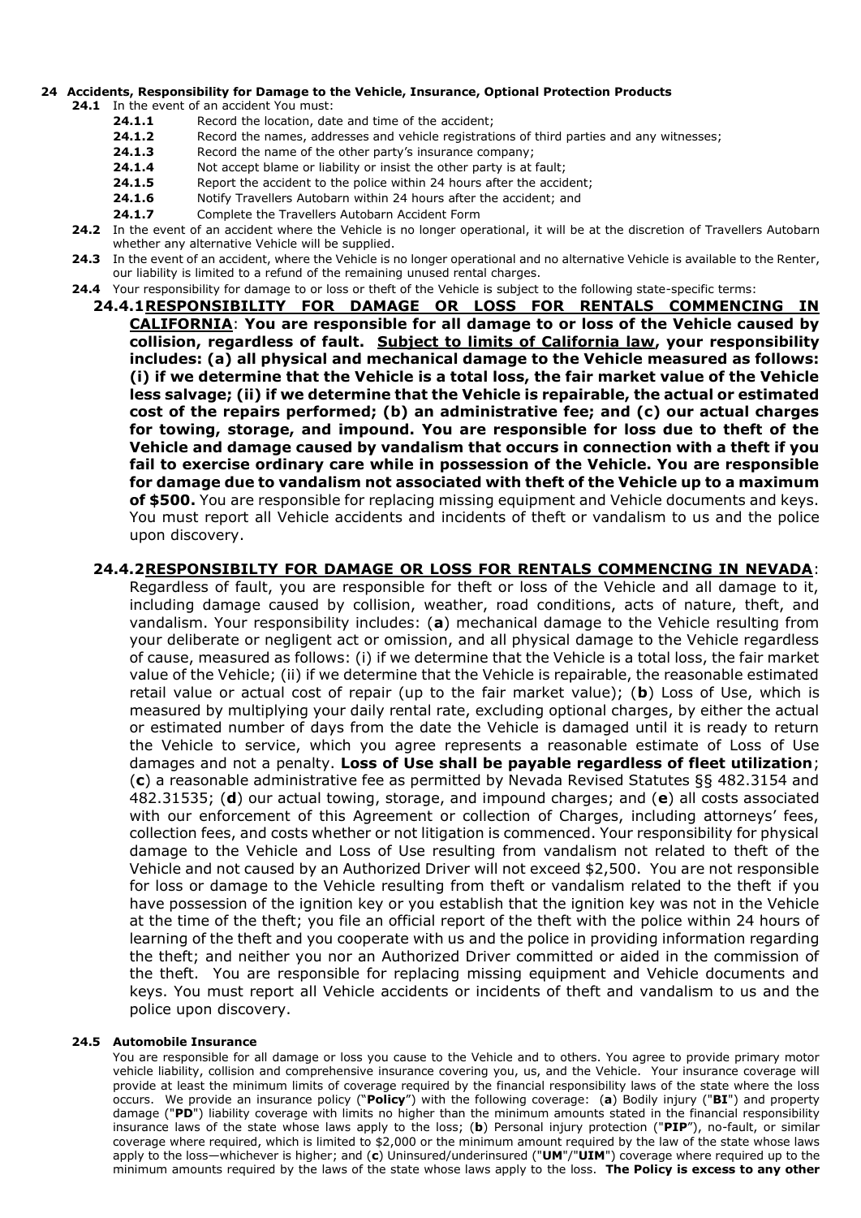**24 Accidents, Responsibility for Damage to the Vehicle, Insurance, Optional Protection Products**

**24.1** In the event of an accident You must:

- **24.1.1** Record the location, date and time of the accident;
- **24.1.2** Record the names, addresses and vehicle registrations of third parties and any witnesses;
- **24.1.3** Record the name of the other party's insurance company;
- **24.1.4** Not accept blame or liability or insist the other party is at fault;
- **24.1.5** Report the accident to the police within 24 hours after the accident;
- **24.1.6** Notify Travellers Autobarn within 24 hours after the accident; and
- **24.1.7** Complete the Travellers Autobarn Accident Form

**24.2** In the event of an accident where the Vehicle is no longer operational, it will be at the discretion of Travellers Autobarn whether any alternative Vehicle will be supplied.

**24.3** In the event of an accident, where the Vehicle is no longer operational and no alternative Vehicle is available to the Renter, our liability is limited to a refund of the remaining unused rental charges.

**24.4** Your responsibility for damage to or loss or theft of the Vehicle is subject to the following state-specific terms:

**24.4.1 <u>RESPONSIBILITY FOR DAMAGE OR LOSS FOR RENTALS COMMENCING IN CALIFORNIA</u>**: **You are responsible for all damage to or loss of the Vehicle caused by collision, regardless of fault. <u>Subject to limits of California law</u>, your responsibility includes: (a) all physical and mechanical damage to the Vehicle measured as follows: (i) if we determine that the Vehicle is a total loss, the fair market value of the Vehicle less salvage; (ii) if we determine that the Vehicle is repairable, the actual or estimated cost of the repairs performed; (b) an administrative fee; and (c) our actual charges for towing, storage, and impound. You are responsible for loss due to theft of the Vehicle and damage caused by vandalism that occurs in connection with a theft if you fail to exercise ordinary care while in possession of the Vehicle. You are responsible for damage due to vandalism not associated with theft of the Vehicle up to a maximum of $500.** You are responsible for replacing missing equipment and Vehicle documents and keys. You must report all Vehicle accidents and incidents of theft or vandalism to us and the police upon discovery.

**24.4.2 <u>RESPONSIBILTY FOR DAMAGE OR LOSS FOR RENTALS COMMENCING IN NEVADA</u>**: Regardless of fault, you are responsible for theft or loss of the Vehicle and all damage to it, including damage caused by collision, weather, road conditions, acts of nature, theft, and vandalism. Your responsibility includes: (**a**) mechanical damage to the Vehicle resulting from your deliberate or negligent act or omission, and all physical damage to the Vehicle regardless of cause, measured as follows: (i) if we determine that the Vehicle is a total loss, the fair market value of the Vehicle; (ii) if we determine that the Vehicle is repairable, the reasonable estimated retail value or actual cost of repair (up to the fair market value); (**b**) Loss of Use, which is measured by multiplying your daily rental rate, excluding optional charges, by either the actual or estimated number of days from the date the Vehicle is damaged until it is ready to return the Vehicle to service, which you agree represents a reasonable estimate of Loss of Use damages and not a penalty. **Loss of Use shall be payable regardless of fleet utilization**; (**c**) a reasonable administrative fee as permitted by Nevada Revised Statutes §§ 482.3154 and 482.31535; (**d**) our actual towing, storage, and impound charges; and (**e**) all costs associated with our enforcement of this Agreement or collection of Charges, including attorneys' fees, collection fees, and costs whether or not litigation is commenced. Your responsibility for physical damage to the Vehicle and Loss of Use resulting from vandalism not related to theft of the Vehicle and not caused by an Authorized Driver will not exceed $2,500. You are not responsible for loss or damage to the Vehicle resulting from theft or vandalism related to the theft if you have possession of the ignition key or you establish that the ignition key was not in the Vehicle at the time of the theft; you file an official report of the theft with the police within 24 hours of learning of the theft and you cooperate with us and the police in providing information regarding the theft; and neither you nor an Authorized Driver committed or aided in the commission of the theft. You are responsible for replacing missing equipment and Vehicle documents and keys. You must report all Vehicle accidents or incidents of theft and vandalism to us and the police upon discovery.

**24.5 Automobile Insurance**

You are responsible for all damage or loss you cause to the Vehicle and to others. You agree to provide primary motor vehicle liability, collision and comprehensive insurance covering you, us, and the Vehicle. Your insurance coverage will provide at least the minimum limits of coverage required by the financial responsibility laws of the state where the loss occurs. We provide an insurance policy ("**Policy**") with the following coverage: (**a**) Bodily injury ("**BI**") and property damage ("**PD**") liability coverage with limits no higher than the minimum amounts stated in the financial responsibility insurance laws of the state whose laws apply to the loss; (**b**) Personal injury protection ("**PIP**"), no-fault, or similar coverage where required, which is limited to $2,000 or the minimum amount required by the law of the state whose laws apply to the loss—whichever is higher; and (**c**) Uninsured/underinsured ("**UM**"/"**UIM**") coverage where required up to the minimum amounts required by the laws of the state whose laws apply to the loss. **The Policy is excess to any other**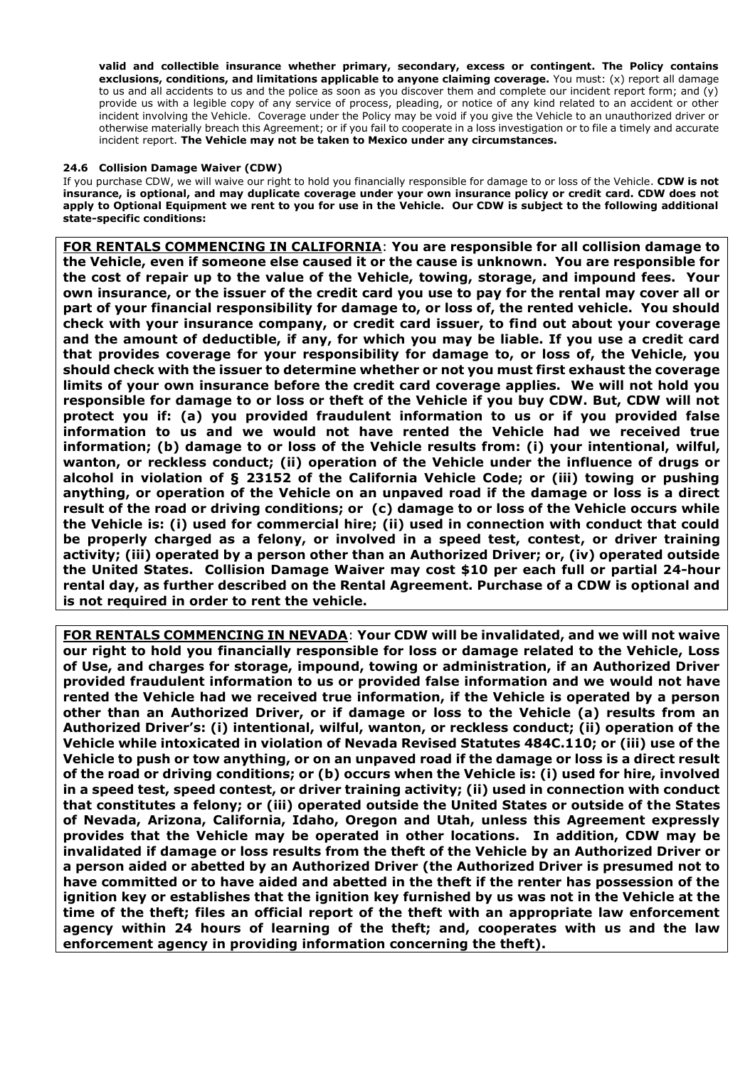**valid and collectible insurance whether primary, secondary, excess or contingent. The Policy contains exclusions, conditions, and limitations applicable to anyone claiming coverage.** You must: (x) report all damage to us and all accidents to us and the police as soon as you discover them and complete our incident report form; and (y) provide us with a legible copy of any service of process, pleading, or notice of any kind related to an accident or other incident involving the Vehicle. Coverage under the Policy may be void if you give the Vehicle to an unauthorized driver or otherwise materially breach this Agreement; or if you fail to cooperate in a loss investigation or to file a timely and accurate incident report. **The Vehicle may not be taken to Mexico under any circumstances.**

#### 24.6 Collision Damage Waiver (CDW)

If you purchase CDW, we will waive our right to hold you financially responsible for damage to or loss of the Vehicle. **CDW is not insurance, is optional, and may duplicate coverage under your own insurance policy or credit card. CDW does not apply to Optional Equipment we rent to you for use in the Vehicle. Our CDW is subject to the following additional state-specific conditions:**

**FOR RENTALS COMMENCING IN CALIFORNIA: You are responsible for all collision damage to the Vehicle, even if someone else caused it or the cause is unknown. You are responsible for the cost of repair up to the value of the Vehicle, towing, storage, and impound fees. Your own insurance, or the issuer of the credit card you use to pay for the rental may cover all or part of your financial responsibility for damage to, or loss of, the rented vehicle. You should check with your insurance company, or credit card issuer, to find out about your coverage and the amount of deductible, if any, for which you may be liable. If you use a credit card that provides coverage for your responsibility for damage to, or loss of, the Vehicle, you should check with the issuer to determine whether or not you must first exhaust the coverage limits of your own insurance before the credit card coverage applies. We will not hold you responsible for damage to or loss or theft of the Vehicle if you buy CDW. But, CDW will not protect you if: (a) you provided fraudulent information to us or if you provided false information to us and we would not have rented the Vehicle had we received true information; (b) damage to or loss of the Vehicle results from: (i) your intentional, wilful, wanton, or reckless conduct; (ii) operation of the Vehicle under the influence of drugs or alcohol in violation of § 23152 of the California Vehicle Code; or (iii) towing or pushing anything, or operation of the Vehicle on an unpaved road if the damage or loss is a direct result of the road or driving conditions; or (c) damage to or loss of the Vehicle occurs while the Vehicle is: (i) used for commercial hire; (ii) used in connection with conduct that could be properly charged as a felony, or involved in a speed test, contest, or driver training activity; (iii) operated by a person other than an Authorized Driver; or, (iv) operated outside the United States. Collision Damage Waiver may cost $10 per each full or partial 24-hour rental day, as further described on the Rental Agreement. Purchase of a CDW is optional and is not required in order to rent the vehicle.**

**FOR RENTALS COMMENCING IN NEVADA: Your CDW will be invalidated, and we will not waive our right to hold you financially responsible for loss or damage related to the Vehicle, Loss of Use, and charges for storage, impound, towing or administration, if an Authorized Driver provided fraudulent information to us or provided false information and we would not have rented the Vehicle had we received true information, if the Vehicle is operated by a person other than an Authorized Driver, or if damage or loss to the Vehicle (a) results from an Authorized Driver's: (i) intentional, wilful, wanton, or reckless conduct; (ii) operation of the Vehicle while intoxicated in violation of Nevada Revised Statutes 484C.110; or (iii) use of the Vehicle to push or tow anything, or on an unpaved road if the damage or loss is a direct result of the road or driving conditions; or (b) occurs when the Vehicle is: (i) used for hire, involved in a speed test, speed contest, or driver training activity; (ii) used in connection with conduct that constitutes a felony; or (iii) operated outside the United States or outside of the States of Nevada, Arizona, California, Idaho, Oregon and Utah, unless this Agreement expressly provides that the Vehicle may be operated in other locations. In addition, CDW may be invalidated if damage or loss results from the theft of the Vehicle by an Authorized Driver or a person aided or abetted by an Authorized Driver (the Authorized Driver is presumed not to have committed or to have aided and abetted in the theft if the renter has possession of the ignition key or establishes that the ignition key furnished by us was not in the Vehicle at the time of the theft; files an official report of the theft with an appropriate law enforcement agency within 24 hours of learning of the theft; and, cooperates with us and the law enforcement agency in providing information concerning the theft).**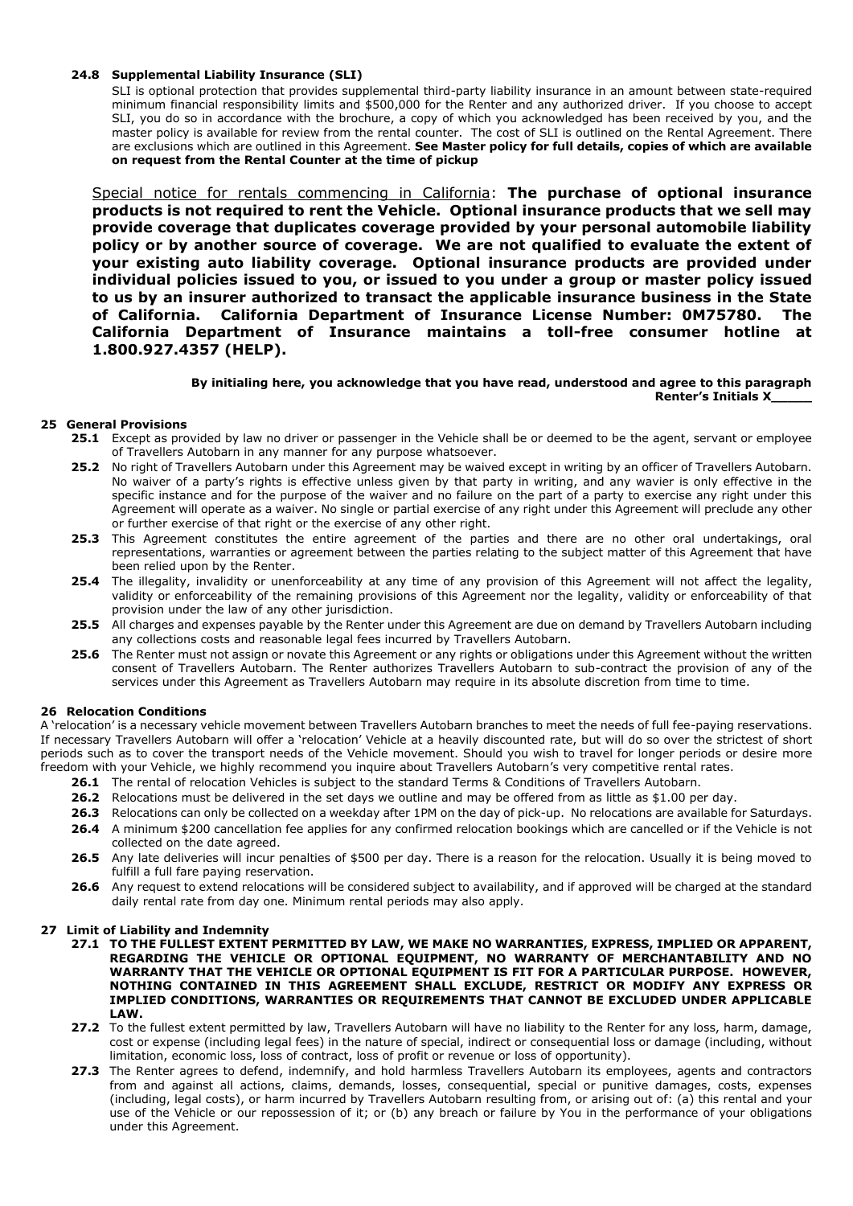**24.8 Supplemental Liability Insurance (SLI)**

SLI is optional protection that provides supplemental third-party liability insurance in an amount between state-required minimum financial responsibility limits and $500,000 for the Renter and any authorized driver. If you choose to accept SLI, you do so in accordance with the brochure, a copy of which you acknowledged has been received by you, and the master policy is available for review from the rental counter. The cost of SLI is outlined on the Rental Agreement. There are exclusions which are outlined in this Agreement. **See Master policy for full details, copies of which are available on request from the Rental Counter at the time of pickup**

<u>Special notice for rentals commencing in California</u>: **The purchase of optional insurance products is not required to rent the Vehicle. Optional insurance products that we sell may provide coverage that duplicates coverage provided by your personal automobile liability policy or by another source of coverage. We are not qualified to evaluate the extent of your existing auto liability coverage. Optional insurance products are provided under individual policies issued to you, or issued to you under a group or master policy issued to us by an insurer authorized to transact the applicable insurance business in the State of California. California Department of Insurance License Number: 0M75780. The California Department of Insurance maintains a toll-free consumer hotline at 1.800.927.4357 (HELP).**

**By initialing here, you acknowledge that you have read, understood and agree to this paragraph**
**Renter's Initials X_____**

## 25 General Provisions

**25.1** Except as provided by law no driver or passenger in the Vehicle shall be or deemed to be the agent, servant or employee of Travellers Autobarn in any manner for any purpose whatsoever.

**25.2** No right of Travellers Autobarn under this Agreement may be waived except in writing by an officer of Travellers Autobarn. No waiver of a party's rights is effective unless given by that party in writing, and any wavier is only effective in the specific instance and for the purpose of the waiver and no failure on the part of a party to exercise any right under this Agreement will operate as a waiver. No single or partial exercise of any right under this Agreement will preclude any other or further exercise of that right or the exercise of any other right.

**25.3** This Agreement constitutes the entire agreement of the parties and there are no other oral undertakings, oral representations, warranties or agreement between the parties relating to the subject matter of this Agreement that have been relied upon by the Renter.

**25.4** The illegality, invalidity or unenforceability at any time of any provision of this Agreement will not affect the legality, validity or enforceability of the remaining provisions of this Agreement nor the legality, validity or enforceability of that provision under the law of any other jurisdiction.

**25.5** All charges and expenses payable by the Renter under this Agreement are due on demand by Travellers Autobarn including any collections costs and reasonable legal fees incurred by Travellers Autobarn.

**25.6** The Renter must not assign or novate this Agreement or any rights or obligations under this Agreement without the written consent of Travellers Autobarn. The Renter authorizes Travellers Autobarn to sub-contract the provision of any of the services under this Agreement as Travellers Autobarn may require in its absolute discretion from time to time.

## 26 Relocation Conditions

A 'relocation' is a necessary vehicle movement between Travellers Autobarn branches to meet the needs of full fee-paying reservations. If necessary Travellers Autobarn will offer a 'relocation' Vehicle at a heavily discounted rate, but will do so over the strictest of short periods such as to cover the transport needs of the Vehicle movement. Should you wish to travel for longer periods or desire more freedom with your Vehicle, we highly recommend you inquire about Travellers Autobarn's very competitive rental rates.

**26.1** The rental of relocation Vehicles is subject to the standard Terms & Conditions of Travellers Autobarn.

**26.2** Relocations must be delivered in the set days we outline and may be offered from as little as $1.00 per day.

**26.3** Relocations can only be collected on a weekday after 1PM on the day of pick-up. No relocations are available for Saturdays.

**26.4** A minimum $200 cancellation fee applies for any confirmed relocation bookings which are cancelled or if the Vehicle is not collected on the date agreed.

**26.5** Any late deliveries will incur penalties of $500 per day. There is a reason for the relocation. Usually it is being moved to fulfill a full fare paying reservation.

**26.6** Any request to extend relocations will be considered subject to availability, and if approved will be charged at the standard daily rental rate from day one. Minimum rental periods may also apply.

## 27 Limit of Liability and Indemnity

**27.1 TO THE FULLEST EXTENT PERMITTED BY LAW, WE MAKE NO WARRANTIES, EXPRESS, IMPLIED OR APPARENT, REGARDING THE VEHICLE OR OPTIONAL EQUIPMENT, NO WARRANTY OF MERCHANTABILITY AND NO WARRANTY THAT THE VEHICLE OR OPTIONAL EQUIPMENT IS FIT FOR A PARTICULAR PURPOSE. HOWEVER, NOTHING CONTAINED IN THIS AGREEMENT SHALL EXCLUDE, RESTRICT OR MODIFY ANY EXPRESS OR IMPLIED CONDITIONS, WARRANTIES OR REQUIREMENTS THAT CANNOT BE EXCLUDED UNDER APPLICABLE LAW.**

**27.2** To the fullest extent permitted by law, Travellers Autobarn will have no liability to the Renter for any loss, harm, damage, cost or expense (including legal fees) in the nature of special, indirect or consequential loss or damage (including, without limitation, economic loss, loss of contract, loss of profit or revenue or loss of opportunity).

**27.3** The Renter agrees to defend, indemnify, and hold harmless Travellers Autobarn its employees, agents and contractors from and against all actions, claims, demands, losses, consequential, special or punitive damages, costs, expenses (including, legal costs), or harm incurred by Travellers Autobarn resulting from, or arising out of: (a) this rental and your use of the Vehicle or our repossession of it; or (b) any breach or failure by You in the performance of your obligations under this Agreement.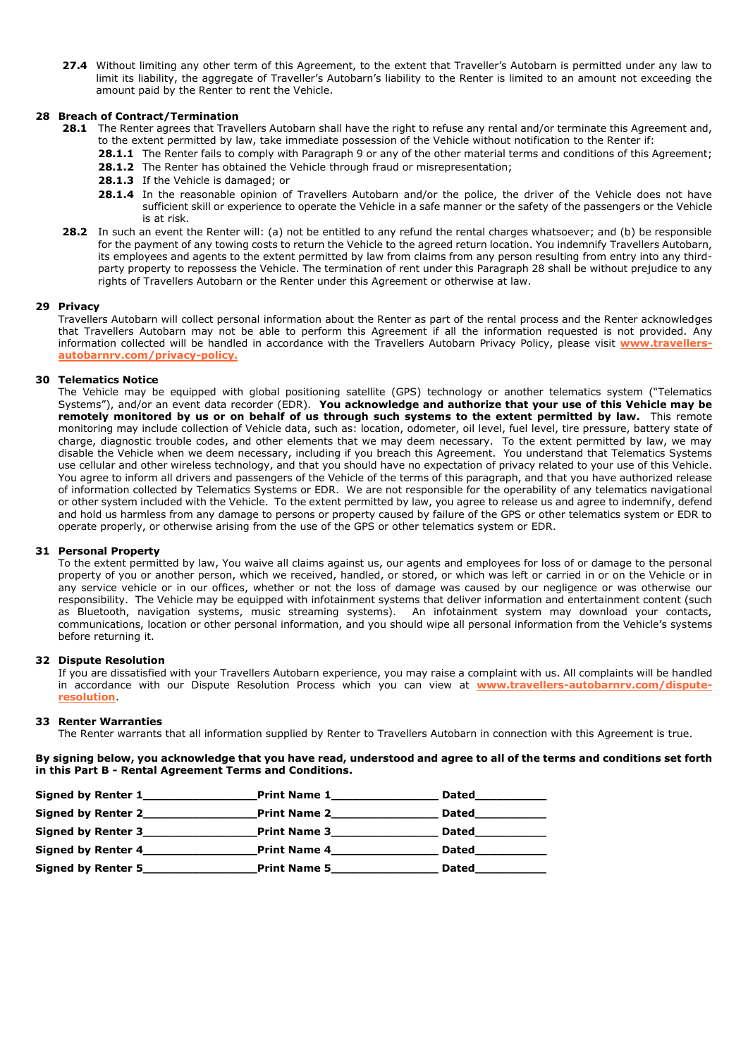**27.4** Without limiting any other term of this Agreement, to the extent that Traveller's Autobarn is permitted under any law to limit its liability, the aggregate of Traveller's Autobarn's liability to the Renter is limited to an amount not exceeding the amount paid by the Renter to rent the Vehicle.

## 28 Breach of Contract/Termination

**28.1** The Renter agrees that Travellers Autobarn shall have the right to refuse any rental and/or terminate this Agreement and, to the extent permitted by law, take immediate possession of the Vehicle without notification to the Renter if:

**28.1.1** The Renter fails to comply with Paragraph 9 or any of the other material terms and conditions of this Agreement;

**28.1.2** The Renter has obtained the Vehicle through fraud or misrepresentation;

**28.1.3** If the Vehicle is damaged; or

**28.1.4** In the reasonable opinion of Travellers Autobarn and/or the police, the driver of the Vehicle does not have sufficient skill or experience to operate the Vehicle in a safe manner or the safety of the passengers or the Vehicle is at risk.

**28.2** In such an event the Renter will: (a) not be entitled to any refund the rental charges whatsoever; and (b) be responsible for the payment of any towing costs to return the Vehicle to the agreed return location. You indemnify Travellers Autobarn, its employees and agents to the extent permitted by law from claims from any person resulting from entry into any third-party property to repossess the Vehicle. The termination of rent under this Paragraph 28 shall be without prejudice to any rights of Travellers Autobarn or the Renter under this Agreement or otherwise at law.

## 29 Privacy

Travellers Autobarn will collect personal information about the Renter as part of the rental process and the Renter acknowledges that Travellers Autobarn may not be able to perform this Agreement if all the information requested is not provided. Any information collected will be handled in accordance with the Travellers Autobarn Privacy Policy, please visit **www.travellers-autobarnrv.com/privacy-policy.**

## 30 Telematics Notice

The Vehicle may be equipped with global positioning satellite (GPS) technology or another telematics system ("Telematics Systems"), and/or an event data recorder (EDR). **You acknowledge and authorize that your use of this Vehicle may be remotely monitored by us or on behalf of us through such systems to the extent permitted by law.** This remote monitoring may include collection of Vehicle data, such as: location, odometer, oil level, fuel level, tire pressure, battery state of charge, diagnostic trouble codes, and other elements that we may deem necessary. To the extent permitted by law, we may disable the Vehicle when we deem necessary, including if you breach this Agreement. You understand that Telematics Systems use cellular and other wireless technology, and that you should have no expectation of privacy related to your use of this Vehicle. You agree to inform all drivers and passengers of the Vehicle of the terms of this paragraph, and that you have authorized release of information collected by Telematics Systems or EDR. We are not responsible for the operability of any telematics navigational or other system included with the Vehicle. To the extent permitted by law, you agree to release us and agree to indemnify, defend and hold us harmless from any damage to persons or property caused by failure of the GPS or other telematics system or EDR to operate properly, or otherwise arising from the use of the GPS or other telematics system or EDR.

## 31 Personal Property

To the extent permitted by law, You waive all claims against us, our agents and employees for loss of or damage to the personal property of you or another person, which we received, handled, or stored, or which was left or carried in or on the Vehicle or in any service vehicle or in our offices, whether or not the loss of damage was caused by our negligence or was otherwise our responsibility. The Vehicle may be equipped with infotainment systems that deliver information and entertainment content (such as Bluetooth, navigation systems, music streaming systems). An infotainment system may download your contacts, communications, location or other personal information, and you should wipe all personal information from the Vehicle's systems before returning it.

## 32 Dispute Resolution

If you are dissatisfied with your Travellers Autobarn experience, you may raise a complaint with us. All complaints will be handled in accordance with our Dispute Resolution Process which you can view at **www.travellers-autobarnrv.com/dispute-resolution**.

## 33 Renter Warranties

The Renter warrants that all information supplied by Renter to Travellers Autobarn in connection with this Agreement is true.

**By signing below, you acknowledge that you have read, understood and agree to all of the terms and conditions set forth in this Part B - Rental Agreement Terms and Conditions.**

**Signed by Renter 1**_________________ **Print Name 1**________________ **Dated**___________

**Signed by Renter 2**_________________ **Print Name 2**________________ **Dated**___________

**Signed by Renter 3**_________________ **Print Name 3**________________ **Dated**___________

**Signed by Renter 4**_________________ **Print Name 4**________________ **Dated**___________

**Signed by Renter 5**_________________ **Print Name 5**________________ **Dated**___________